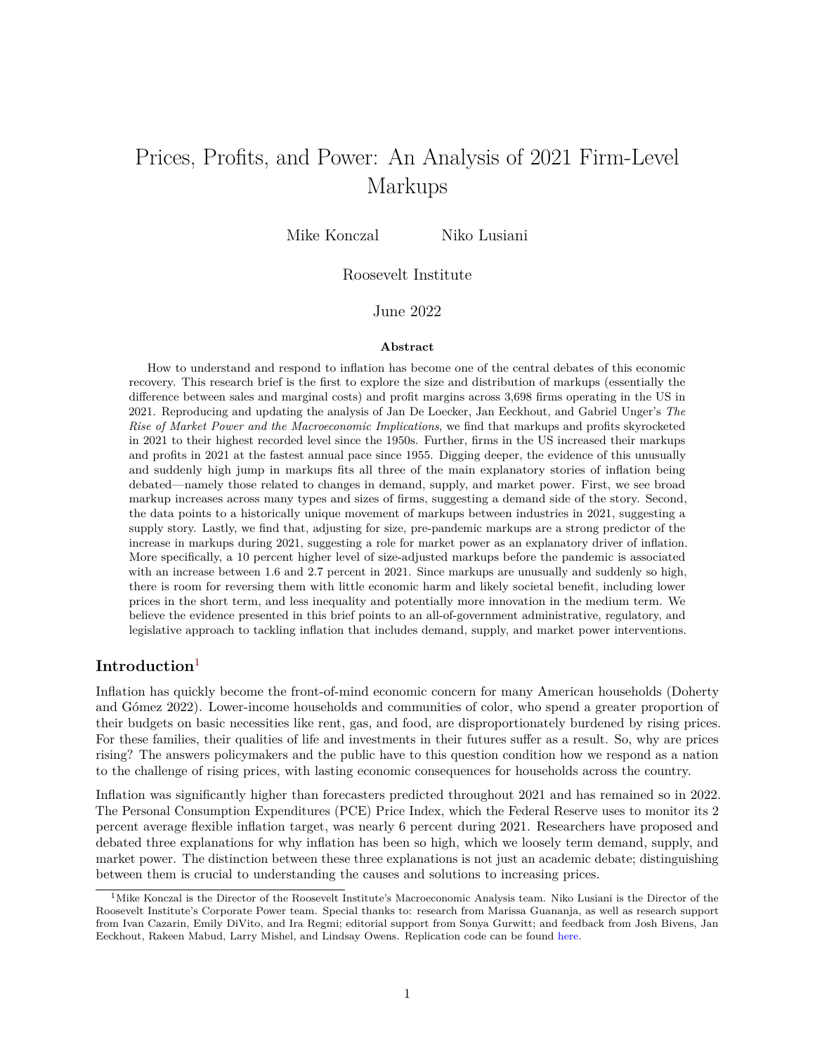# Prices, Profits, and Power: An Analysis of 2021 Firm-Level Markups

Mike Konczal    Niko Lusiani

Roosevelt Institute

June 2022

**Abstract**

How to understand and respond to inflation has become one of the central debates of this economic recovery. This research brief is the first to explore the size and distribution of markups (essentially the difference between sales and marginal costs) and profit margins across 3,698 firms operating in the US in 2021. Reproducing and updating the analysis of Jan De Loecker, Jan Eeckhout, and Gabriel Unger's *The Rise of Market Power and the Macroeconomic Implications*, we find that markups and profits skyrocketed in 2021 to their highest recorded level since the 1950s. Further, firms in the US increased their markups and profits in 2021 at the fastest annual pace since 1955. Digging deeper, the evidence of this unusually and suddenly high jump in markups fits all three of the main explanatory stories of inflation being debated—namely those related to changes in demand, supply, and market power. First, we see broad markup increases across many types and sizes of firms, suggesting a demand side of the story. Second, the data points to a historically unique movement of markups between industries in 2021, suggesting a supply story. Lastly, we find that, adjusting for size, pre-pandemic markups are a strong predictor of the increase in markups during 2021, suggesting a role for market power as an explanatory driver of inflation. More specifically, a 10 percent higher level of size-adjusted markups before the pandemic is associated with an increase between 1.6 and 2.7 percent in 2021. Since markups are unusually and suddenly so high, there is room for reversing them with little economic harm and likely societal benefit, including lower prices in the short term, and less inequality and potentially more innovation in the medium term. We believe the evidence presented in this brief points to an all-of-government administrative, regulatory, and legislative approach to tackling inflation that includes demand, supply, and market power interventions.

## Introduction[1]

Inflation has quickly become the front-of-mind economic concern for many American households (Doherty and Gómez 2022). Lower-income households and communities of color, who spend a greater proportion of their budgets on basic necessities like rent, gas, and food, are disproportionately burdened by rising prices. For these families, their qualities of life and investments in their futures suffer as a result. So, why are prices rising? The answers policymakers and the public have to this question condition how we respond as a nation to the challenge of rising prices, with lasting economic consequences for households across the country.

Inflation was significantly higher than forecasters predicted throughout 2021 and has remained so in 2022. The Personal Consumption Expenditures (PCE) Price Index, which the Federal Reserve uses to monitor its 2 percent average flexible inflation target, was nearly 6 percent during 2021. Researchers have proposed and debated three explanations for why inflation has been so high, which we loosely term demand, supply, and market power. The distinction between these three explanations is not just an academic debate; distinguishing between them is crucial to understanding the causes and solutions to increasing prices.

[1] Mike Konczal is the Director of the Roosevelt Institute's Macroeconomic Analysis team. Niko Lusiani is the Director of the Roosevelt Institute's Corporate Power team. Special thanks to: research from Marissa Guananja, as well as research support from Ivan Cazarin, Emily DiVito, and Ira Regmi; editorial support from Sonya Gurwitt; and feedback from Josh Bivens, Jan Eeckhout, Rakeen Mabud, Larry Mishel, and Lindsay Owens. Replication code can be found here.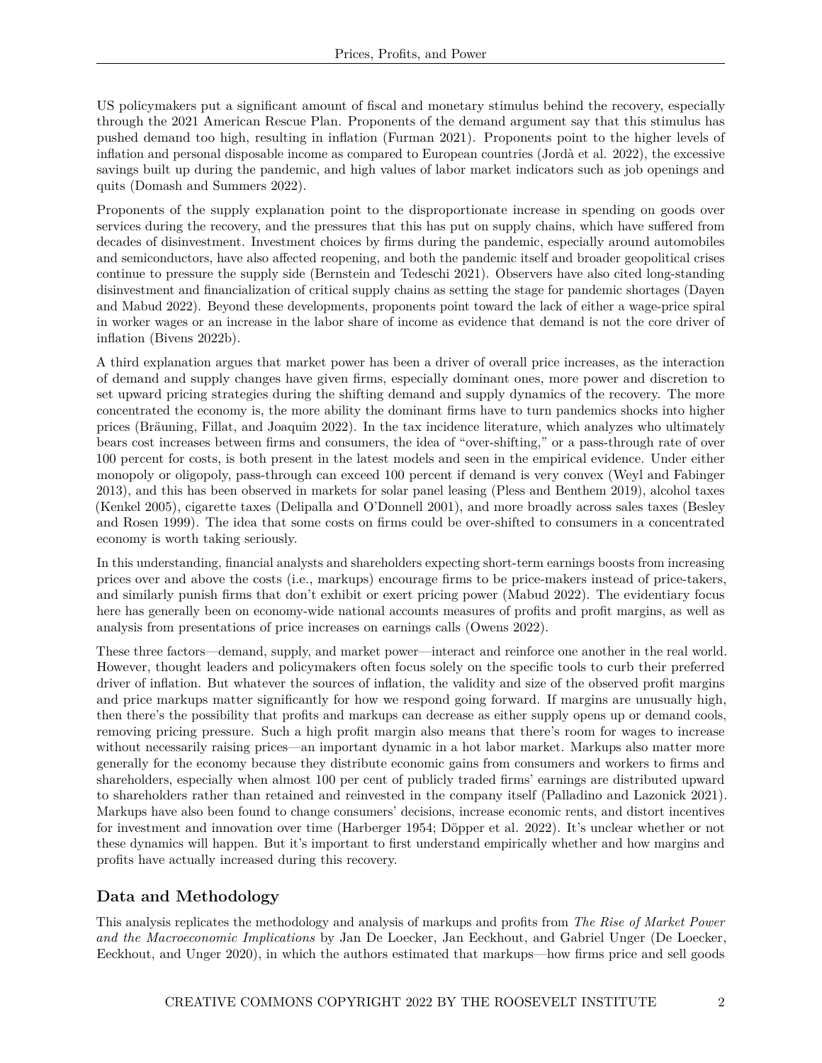US policymakers put a significant amount of fiscal and monetary stimulus behind the recovery, especially through the 2021 American Rescue Plan. Proponents of the demand argument say that this stimulus has pushed demand too high, resulting in inflation (Furman 2021). Proponents point to the higher levels of inflation and personal disposable income as compared to European countries (Jordà et al. 2022), the excessive savings built up during the pandemic, and high values of labor market indicators such as job openings and quits (Domash and Summers 2022).

Proponents of the supply explanation point to the disproportionate increase in spending on goods over services during the recovery, and the pressures that this has put on supply chains, which have suffered from decades of disinvestment. Investment choices by firms during the pandemic, especially around automobiles and semiconductors, have also affected reopening, and both the pandemic itself and broader geopolitical crises continue to pressure the supply side (Bernstein and Tedeschi 2021). Observers have also cited long-standing disinvestment and financialization of critical supply chains as setting the stage for pandemic shortages (Dayen and Mabud 2022). Beyond these developments, proponents point toward the lack of either a wage-price spiral in worker wages or an increase in the labor share of income as evidence that demand is not the core driver of inflation (Bivens 2022b).

A third explanation argues that market power has been a driver of overall price increases, as the interaction of demand and supply changes have given firms, especially dominant ones, more power and discretion to set upward pricing strategies during the shifting demand and supply dynamics of the recovery. The more concentrated the economy is, the more ability the dominant firms have to turn pandemics shocks into higher prices (Bräuning, Fillat, and Joaquim 2022). In the tax incidence literature, which analyzes who ultimately bears cost increases between firms and consumers, the idea of "over-shifting," or a pass-through rate of over 100 percent for costs, is both present in the latest models and seen in the empirical evidence. Under either monopoly or oligopoly, pass-through can exceed 100 percent if demand is very convex (Weyl and Fabinger 2013), and this has been observed in markets for solar panel leasing (Pless and Benthem 2019), alcohol taxes (Kenkel 2005), cigarette taxes (Delipalla and O'Donnell 2001), and more broadly across sales taxes (Besley and Rosen 1999). The idea that some costs on firms could be over-shifted to consumers in a concentrated economy is worth taking seriously.

In this understanding, financial analysts and shareholders expecting short-term earnings boosts from increasing prices over and above the costs (i.e., markups) encourage firms to be price-makers instead of price-takers, and similarly punish firms that don't exhibit or exert pricing power (Mabud 2022). The evidentiary focus here has generally been on economy-wide national accounts measures of profits and profit margins, as well as analysis from presentations of price increases on earnings calls (Owens 2022).

These three factors—demand, supply, and market power—interact and reinforce one another in the real world. However, thought leaders and policymakers often focus solely on the specific tools to curb their preferred driver of inflation. But whatever the sources of inflation, the validity and size of the observed profit margins and price markups matter significantly for how we respond going forward. If margins are unusually high, then there's the possibility that profits and markups can decrease as either supply opens up or demand cools, removing pricing pressure. Such a high profit margin also means that there's room for wages to increase without necessarily raising prices—an important dynamic in a hot labor market. Markups also matter more generally for the economy because they distribute economic gains from consumers and workers to firms and shareholders, especially when almost 100 per cent of publicly traded firms' earnings are distributed upward to shareholders rather than retained and reinvested in the company itself (Palladino and Lazonick 2021). Markups have also been found to change consumers' decisions, increase economic rents, and distort incentives for investment and innovation over time (Harberger 1954; Döpper et al. 2022). It's unclear whether or not these dynamics will happen. But it's important to first understand empirically whether and how margins and profits have actually increased during this recovery.

## Data and Methodology

This analysis replicates the methodology and analysis of markups and profits from *The Rise of Market Power and the Macroeconomic Implications* by Jan De Loecker, Jan Eeckhout, and Gabriel Unger (De Loecker, Eeckhout, and Unger 2020), in which the authors estimated that markups—how firms price and sell goods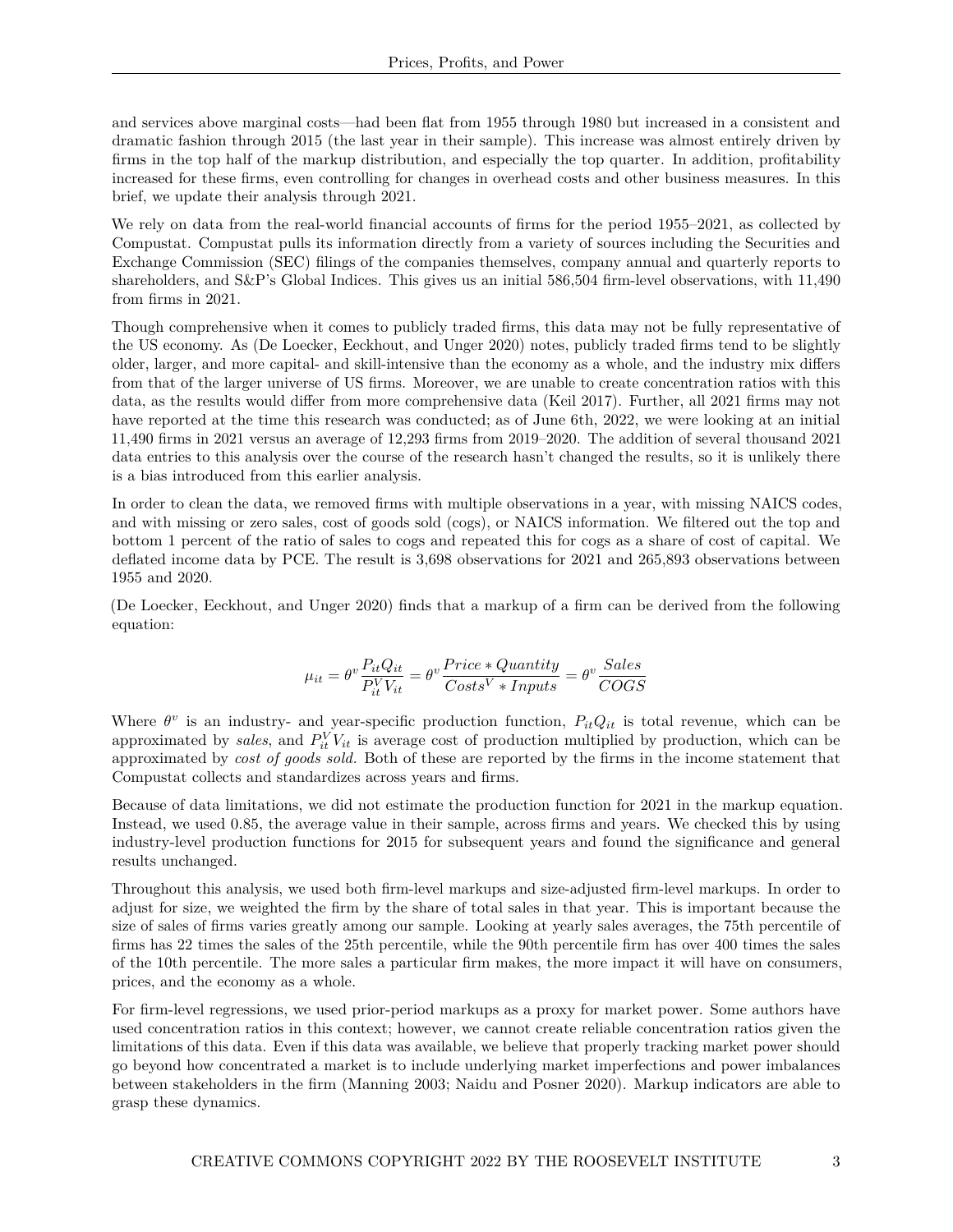and services above marginal costs—had been flat from 1955 through 1980 but increased in a consistent and dramatic fashion through 2015 (the last year in their sample). This increase was almost entirely driven by firms in the top half of the markup distribution, and especially the top quarter. In addition, profitability increased for these firms, even controlling for changes in overhead costs and other business measures. In this brief, we update their analysis through 2021.

We rely on data from the real-world financial accounts of firms for the period 1955–2021, as collected by Compustat. Compustat pulls its information directly from a variety of sources including the Securities and Exchange Commission (SEC) filings of the companies themselves, company annual and quarterly reports to shareholders, and S&P's Global Indices. This gives us an initial 586,504 firm-level observations, with 11,490 from firms in 2021.

Though comprehensive when it comes to publicly traded firms, this data may not be fully representative of the US economy. As (De Loecker, Eeckhout, and Unger 2020) notes, publicly traded firms tend to be slightly older, larger, and more capital- and skill-intensive than the economy as a whole, and the industry mix differs from that of the larger universe of US firms. Moreover, we are unable to create concentration ratios with this data, as the results would differ from more comprehensive data (Keil 2017). Further, all 2021 firms may not have reported at the time this research was conducted; as of June 6th, 2022, we were looking at an initial 11,490 firms in 2021 versus an average of 12,293 firms from 2019–2020. The addition of several thousand 2021 data entries to this analysis over the course of the research hasn't changed the results, so it is unlikely there is a bias introduced from this earlier analysis.

In order to clean the data, we removed firms with multiple observations in a year, with missing NAICS codes, and with missing or zero sales, cost of goods sold (cogs), or NAICS information. We filtered out the top and bottom 1 percent of the ratio of sales to cogs and repeated this for cogs as a share of cost of capital. We deflated income data by PCE. The result is 3,698 observations for 2021 and 265,893 observations between 1955 and 2020.

(De Loecker, Eeckhout, and Unger 2020) finds that a markup of a firm can be derived from the following equation:

$$\mu_{it} = \theta^{v} \frac{P_{it}Q_{it}}{P_{it}^{V}V_{it}} = \theta^{v} \frac{Price * Quantity}{Costs^{V} * Inputs} = \theta^{v} \frac{Sales}{COGS}$$

Where $\theta^{v}$ is an industry- and year-specific production function, $P_{it}Q_{it}$ is total revenue, which can be approximated by *sales*, and $P_{it}^{V}V_{it}$ is average cost of production multiplied by production, which can be approximated by *cost of goods sold.* Both of these are reported by the firms in the income statement that Compustat collects and standardizes across years and firms.

Because of data limitations, we did not estimate the production function for 2021 in the markup equation. Instead, we used 0.85, the average value in their sample, across firms and years. We checked this by using industry-level production functions for 2015 for subsequent years and found the significance and general results unchanged.

Throughout this analysis, we used both firm-level markups and size-adjusted firm-level markups. In order to adjust for size, we weighted the firm by the share of total sales in that year. This is important because the size of sales of firms varies greatly among our sample. Looking at yearly sales averages, the 75th percentile of firms has 22 times the sales of the 25th percentile, while the 90th percentile firm has over 400 times the sales of the 10th percentile. The more sales a particular firm makes, the more impact it will have on consumers, prices, and the economy as a whole.

For firm-level regressions, we used prior-period markups as a proxy for market power. Some authors have used concentration ratios in this context; however, we cannot create reliable concentration ratios given the limitations of this data. Even if this data was available, we believe that properly tracking market power should go beyond how concentrated a market is to include underlying market imperfections and power imbalances between stakeholders in the firm (Manning 2003; Naidu and Posner 2020). Markup indicators are able to grasp these dynamics.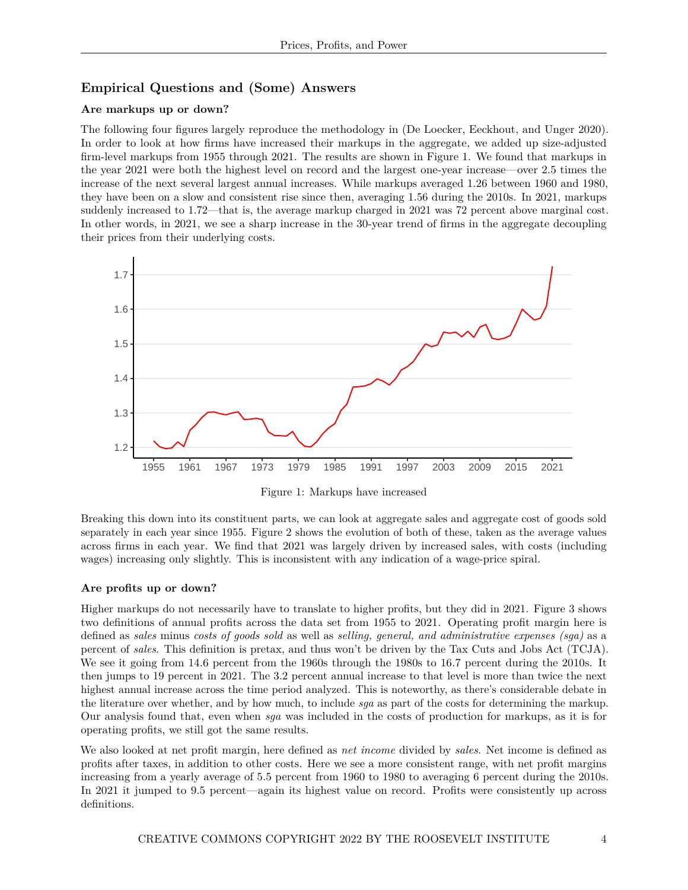## Empirical Questions and (Some) Answers

### Are markups up or down?

The following four figures largely reproduce the methodology in (De Loecker, Eeckhout, and Unger 2020). In order to look at how firms have increased their markups in the aggregate, we added up size-adjusted firm-level markups from 1955 through 2021. The results are shown in Figure 1. We found that markups in the year 2021 were both the highest level on record and the largest one-year increase—over 2.5 times the increase of the next several largest annual increases. While markups averaged 1.26 between 1960 and 1980, they have been on a slow and consistent rise since then, averaging 1.56 during the 2010s. In 2021, markups suddenly increased to 1.72—that is, the average markup charged in 2021 was 72 percent above marginal cost. In other words, in 2021, we see a sharp increase in the 30-year trend of firms in the aggregate decoupling their prices from their underlying costs.

Figure 1: Markups have increased

Breaking this down into its constituent parts, we can look at aggregate sales and aggregate cost of goods sold separately in each year since 1955. Figure 2 shows the evolution of both of these, taken as the average values across firms in each year. We find that 2021 was largely driven by increased sales, with costs (including wages) increasing only slightly. This is inconsistent with any indication of a wage-price spiral.

### Are profits up or down?

Higher markups do not necessarily have to translate to higher profits, but they did in 2021. Figure 3 shows two definitions of annual profits across the data set from 1955 to 2021. Operating profit margin here is defined as *sales* minus *costs of goods sold* as well as *selling, general, and administrative expenses (sga)* as a percent of *sales*. This definition is pretax, and thus won't be driven by the Tax Cuts and Jobs Act (TCJA). We see it going from 14.6 percent from the 1960s through the 1980s to 16.7 percent during the 2010s. It then jumps to 19 percent in 2021. The 3.2 percent annual increase to that level is more than twice the next highest annual increase across the time period analyzed. This is noteworthy, as there's considerable debate in the literature over whether, and by how much, to include *sga* as part of the costs for determining the markup. Our analysis found that, even when *sga* was included in the costs of production for markups, as it is for operating profits, we still got the same results.

We also looked at net profit margin, here defined as *net income* divided by *sales*. Net income is defined as profits after taxes, in addition to other costs. Here we see a more consistent range, with net profit margins increasing from a yearly average of 5.5 percent from 1960 to 1980 to averaging 6 percent during the 2010s. In 2021 it jumped to 9.5 percent—again its highest value on record. Profits were consistently up across definitions.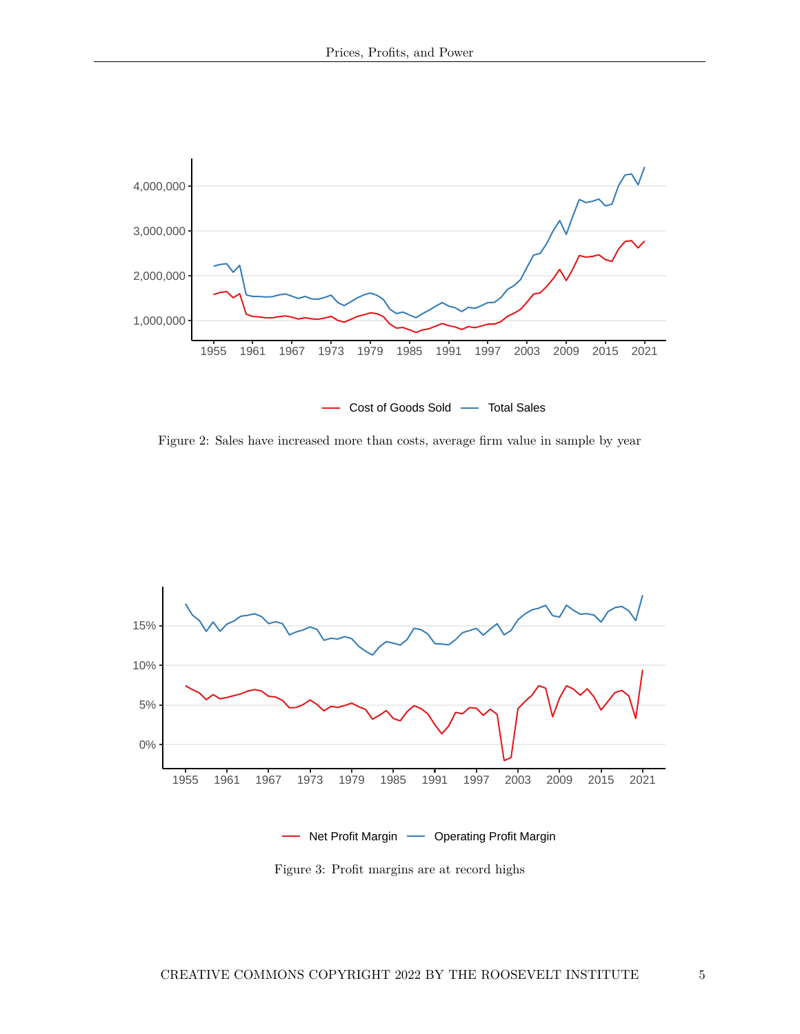Figure 2: Sales have increased more than costs, average firm value in sample by year

Figure 3: Profit margins are at record highs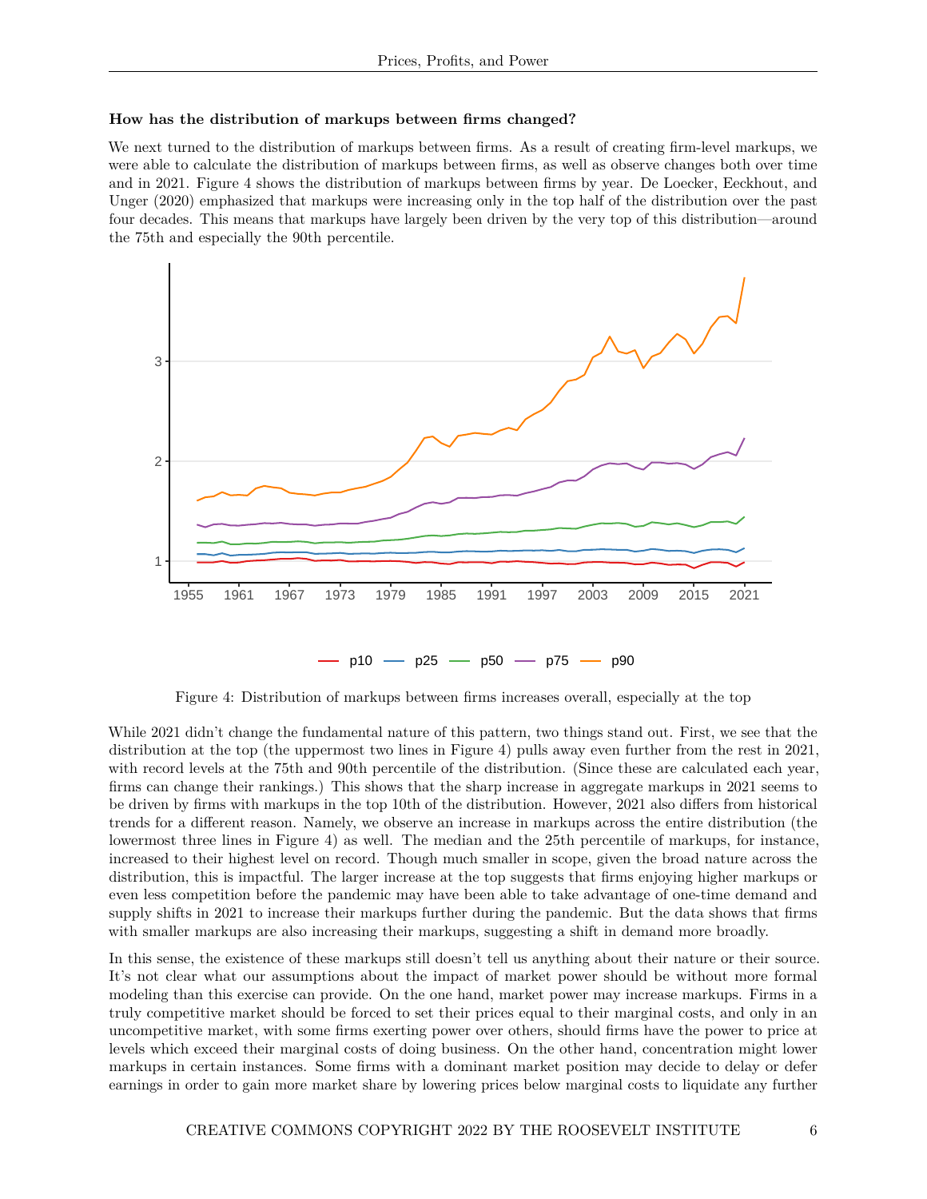**How has the distribution of markups between firms changed?**

We next turned to the distribution of markups between firms. As a result of creating firm-level markups, we were able to calculate the distribution of markups between firms, as well as observe changes both over time and in 2021. Figure 4 shows the distribution of markups between firms by year. De Loecker, Eeckhout, and Unger (2020) emphasized that markups were increasing only in the top half of the distribution over the past four decades. This means that markups have largely been driven by the very top of this distribution—around the 75th and especially the 90th percentile.

Figure 4: Distribution of markups between firms increases overall, especially at the top

While 2021 didn't change the fundamental nature of this pattern, two things stand out. First, we see that the distribution at the top (the uppermost two lines in Figure 4) pulls away even further from the rest in 2021, with record levels at the 75th and 90th percentile of the distribution. (Since these are calculated each year, firms can change their rankings.) This shows that the sharp increase in aggregate markups in 2021 seems to be driven by firms with markups in the top 10th of the distribution. However, 2021 also differs from historical trends for a different reason. Namely, we observe an increase in markups across the entire distribution (the lowermost three lines in Figure 4) as well. The median and the 25th percentile of markups, for instance, increased to their highest level on record. Though much smaller in scope, given the broad nature across the distribution, this is impactful. The larger increase at the top suggests that firms enjoying higher markups or even less competition before the pandemic may have been able to take advantage of one-time demand and supply shifts in 2021 to increase their markups further during the pandemic. But the data shows that firms with smaller markups are also increasing their markups, suggesting a shift in demand more broadly.

In this sense, the existence of these markups still doesn't tell us anything about their nature or their source. It's not clear what our assumptions about the impact of market power should be without more formal modeling than this exercise can provide. On the one hand, market power may increase markups. Firms in a truly competitive market should be forced to set their prices equal to their marginal costs, and only in an uncompetitive market, with some firms exerting power over others, should firms have the power to price at levels which exceed their marginal costs of doing business. On the other hand, concentration might lower markups in certain instances. Some firms with a dominant market position may decide to delay or defer earnings in order to gain more market share by lowering prices below marginal costs to liquidate any further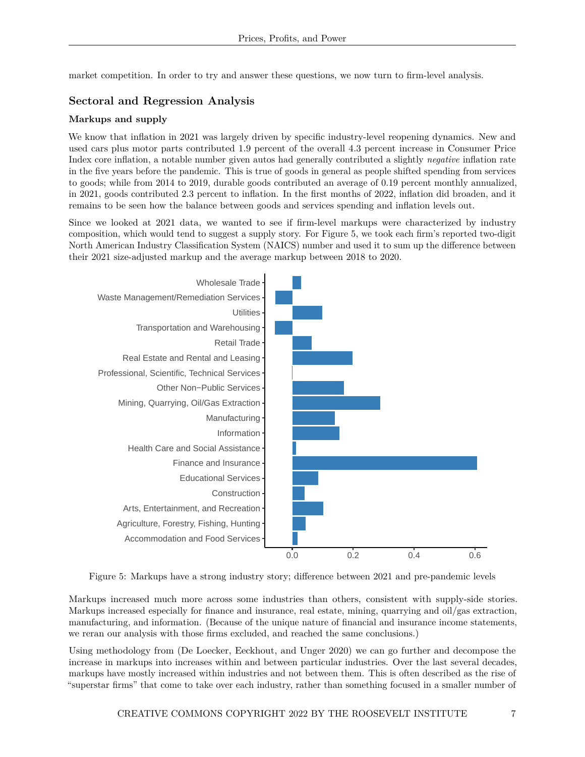market competition. In order to try and answer these questions, we now turn to firm-level analysis.

## Sectoral and Regression Analysis

### Markups and supply

We know that inflation in 2021 was largely driven by specific industry-level reopening dynamics. New and used cars plus motor parts contributed 1.9 percent of the overall 4.3 percent increase in Consumer Price Index core inflation, a notable number given autos had generally contributed a slightly *negative* inflation rate in the five years before the pandemic. This is true of goods in general as people shifted spending from services to goods; while from 2014 to 2019, durable goods contributed an average of 0.19 percent monthly annualized, in 2021, goods contributed 2.3 percent to inflation. In the first months of 2022, inflation did broaden, and it remains to be seen how the balance between goods and services spending and inflation levels out.

Since we looked at 2021 data, we wanted to see if firm-level markups were characterized by industry composition, which would tend to suggest a supply story. For Figure 5, we took each firm's reported two-digit North American Industry Classification System (NAICS) number and used it to sum up the difference between their 2021 size-adjusted markup and the average markup between 2018 to 2020.

Figure 5: Markups have a strong industry story; difference between 2021 and pre-pandemic levels

Markups increased much more across some industries than others, consistent with supply-side stories. Markups increased especially for finance and insurance, real estate, mining, quarrying and oil/gas extraction, manufacturing, and information. (Because of the unique nature of financial and insurance income statements, we reran our analysis with those firms excluded, and reached the same conclusions.)

Using methodology from (De Loecker, Eeckhout, and Unger 2020) we can go further and decompose the increase in markups into increases within and between particular industries. Over the last several decades, markups have mostly increased within industries and not between them. This is often described as the rise of "superstar firms" that come to take over each industry, rather than something focused in a smaller number of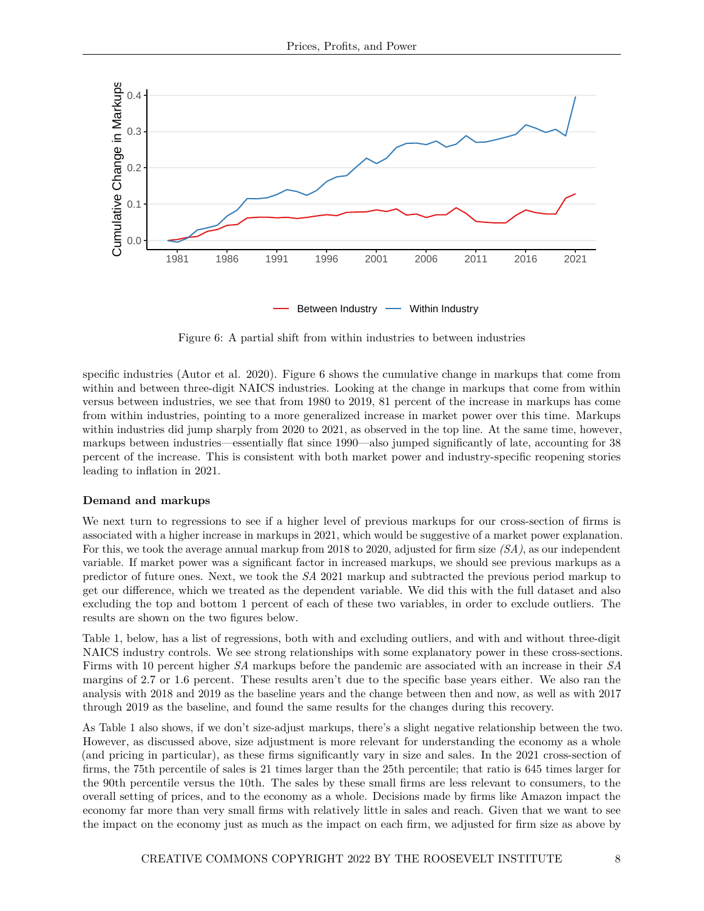Figure 6: A partial shift from within industries to between industries

specific industries (Autor et al. 2020). Figure 6 shows the cumulative change in markups that come from within and between three-digit NAICS industries. Looking at the change in markups that come from within versus between industries, we see that from 1980 to 2019, 81 percent of the increase in markups has come from within industries, pointing to a more generalized increase in market power over this time. Markups within industries did jump sharply from 2020 to 2021, as observed in the top line. At the same time, however, markups between industries—essentially flat since 1990—also jumped significantly of late, accounting for 38 percent of the increase. This is consistent with both market power and industry-specific reopening stories leading to inflation in 2021.

**Demand and markups**

We next turn to regressions to see if a higher level of previous markups for our cross-section of firms is associated with a higher increase in markups in 2021, which would be suggestive of a market power explanation. For this, we took the average annual markup from 2018 to 2020, adjusted for firm size *(SA)*, as our independent variable. If market power was a significant factor in increased markups, we should see previous markups as a predictor of future ones. Next, we took the *SA* 2021 markup and subtracted the previous period markup to get our difference, which we treated as the dependent variable. We did this with the full dataset and also excluding the top and bottom 1 percent of each of these two variables, in order to exclude outliers. The results are shown on the two figures below.

Table 1, below, has a list of regressions, both with and excluding outliers, and with and without three-digit NAICS industry controls. We see strong relationships with some explanatory power in these cross-sections. Firms with 10 percent higher *SA* markups before the pandemic are associated with an increase in their *SA* margins of 2.7 or 1.6 percent. These results aren't due to the specific base years either. We also ran the analysis with 2018 and 2019 as the baseline years and the change between then and now, as well as with 2017 through 2019 as the baseline, and found the same results for the changes during this recovery.

As Table 1 also shows, if we don't size-adjust markups, there's a slight negative relationship between the two. However, as discussed above, size adjustment is more relevant for understanding the economy as a whole (and pricing in particular), as these firms significantly vary in size and sales. In the 2021 cross-section of firms, the 75th percentile of sales is 21 times larger than the 25th percentile; that ratio is 645 times larger for the 90th percentile versus the 10th. The sales by these small firms are less relevant to consumers, to the overall setting of prices, and to the economy as a whole. Decisions made by firms like Amazon impact the economy far more than very small firms with relatively little in sales and reach. Given that we want to see the impact on the economy just as much as the impact on each firm, we adjusted for firm size as above by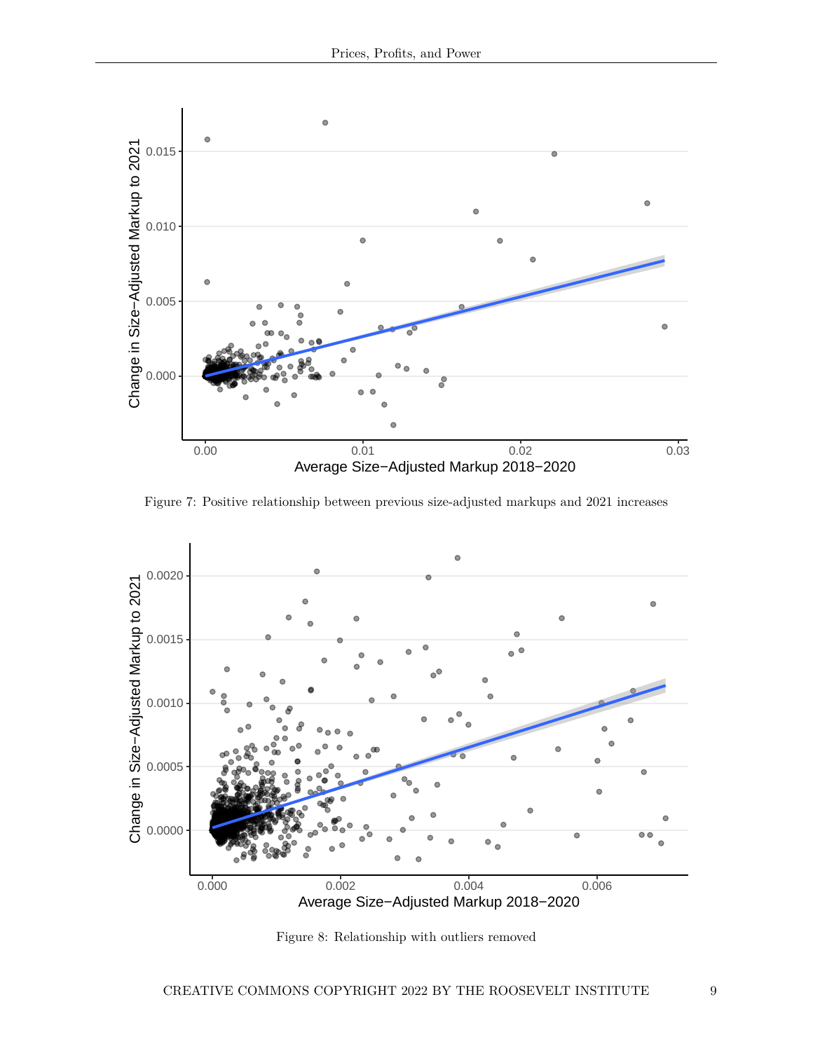Figure 7: Positive relationship between previous size-adjusted markups and 2021 increases

Figure 8: Relationship with outliers removed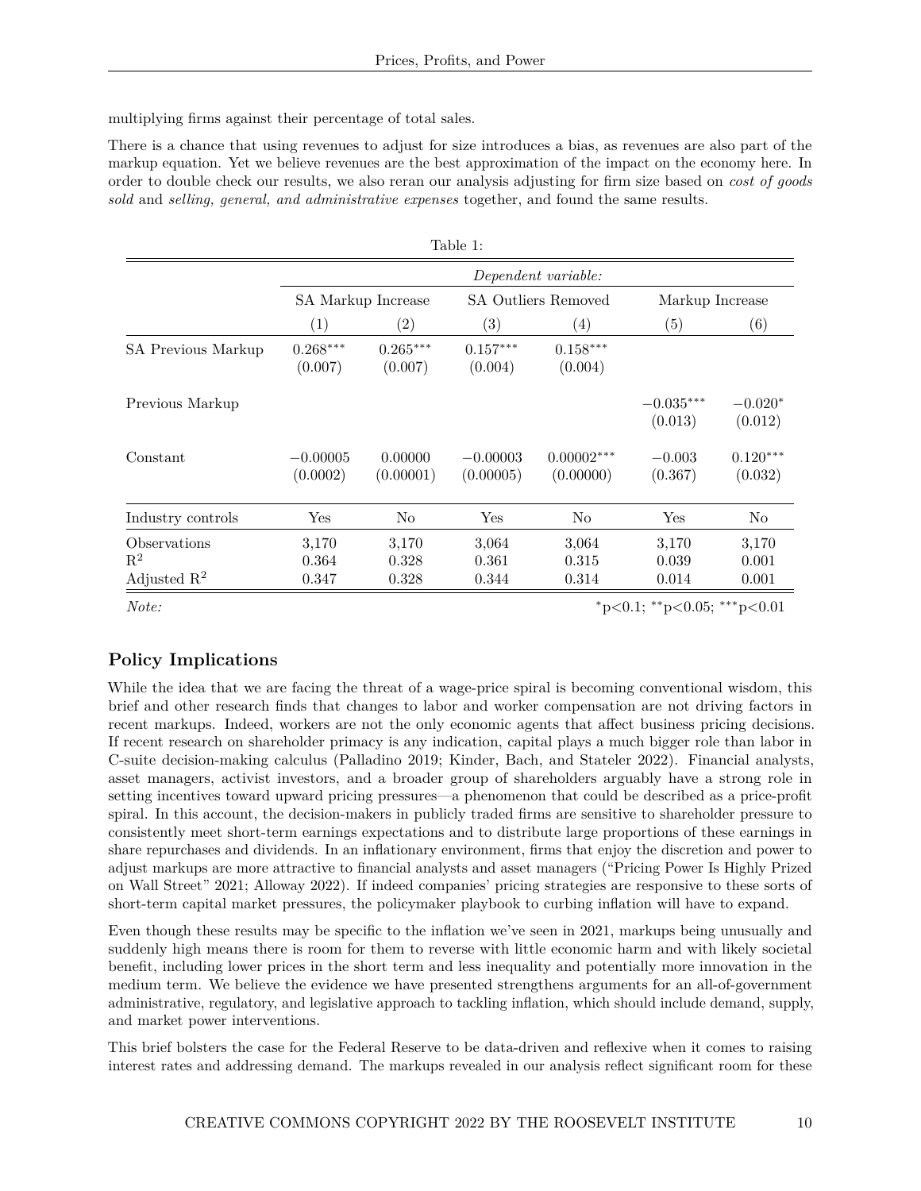multiplying firms against their percentage of total sales.

There is a chance that using revenues to adjust for size introduces a bias, as revenues are also part of the markup equation. Yet we believe revenues are the best approximation of the impact on the economy here. In order to double check our results, we also reran our analysis adjusting for firm size based on *cost of goods sold* and *selling, general, and administrative expenses* together, and found the same results.

Table 1:

| | *Dependent variable:* | | | | | |
|---|---|---|---|---|---|---|
| | SA Markup Increase | | SA Outliers Removed | | Markup Increase | |
| | (1) | (2) | (3) | (4) | (5) | (6) |
| SA Previous Markup | 0.268*** (0.007) | 0.265*** (0.007) | 0.157*** (0.004) | 0.158*** (0.004) | | |
| Previous Markup | | | | | −0.035*** (0.013) | −0.020* (0.012) |
| Constant | −0.00005 (0.0002) | 0.00000 (0.00001) | −0.00003 (0.00005) | 0.00002*** (0.00000) | −0.003 (0.367) | 0.120*** (0.032) |
| Industry controls | Yes | No | Yes | No | Yes | No |
| Observations | 3,170 | 3,170 | 3,064 | 3,064 | 3,170 | 3,170 |
| $R^2$ | 0.364 | 0.328 | 0.361 | 0.315 | 0.039 | 0.001 |
| Adjusted $R^2$ | 0.347 | 0.328 | 0.344 | 0.314 | 0.014 | 0.001 |

*Note:* *p<0.1; **p<0.05; ***p<0.01

## Policy Implications

While the idea that we are facing the threat of a wage-price spiral is becoming conventional wisdom, this brief and other research finds that changes to labor and worker compensation are not driving factors in recent markups. Indeed, workers are not the only economic agents that affect business pricing decisions. If recent research on shareholder primacy is any indication, capital plays a much bigger role than labor in C-suite decision-making calculus (Palladino 2019; Kinder, Bach, and Stateler 2022). Financial analysts, asset managers, activist investors, and a broader group of shareholders arguably have a strong role in setting incentives toward upward pricing pressures—a phenomenon that could be described as a price-profit spiral. In this account, the decision-makers in publicly traded firms are sensitive to shareholder pressure to consistently meet short-term earnings expectations and to distribute large proportions of these earnings in share repurchases and dividends. In an inflationary environment, firms that enjoy the discretion and power to adjust markups are more attractive to financial analysts and asset managers ("Pricing Power Is Highly Prized on Wall Street" 2021; Alloway 2022). If indeed companies' pricing strategies are responsive to these sorts of short-term capital market pressures, the policymaker playbook to curbing inflation will have to expand.

Even though these results may be specific to the inflation we've seen in 2021, markups being unusually and suddenly high means there is room for them to reverse with little economic harm and with likely societal benefit, including lower prices in the short term and less inequality and potentially more innovation in the medium term. We believe the evidence we have presented strengthens arguments for an all-of-government administrative, regulatory, and legislative approach to tackling inflation, which should include demand, supply, and market power interventions.

This brief bolsters the case for the Federal Reserve to be data-driven and reflexive when it comes to raising interest rates and addressing demand. The markups revealed in our analysis reflect significant room for these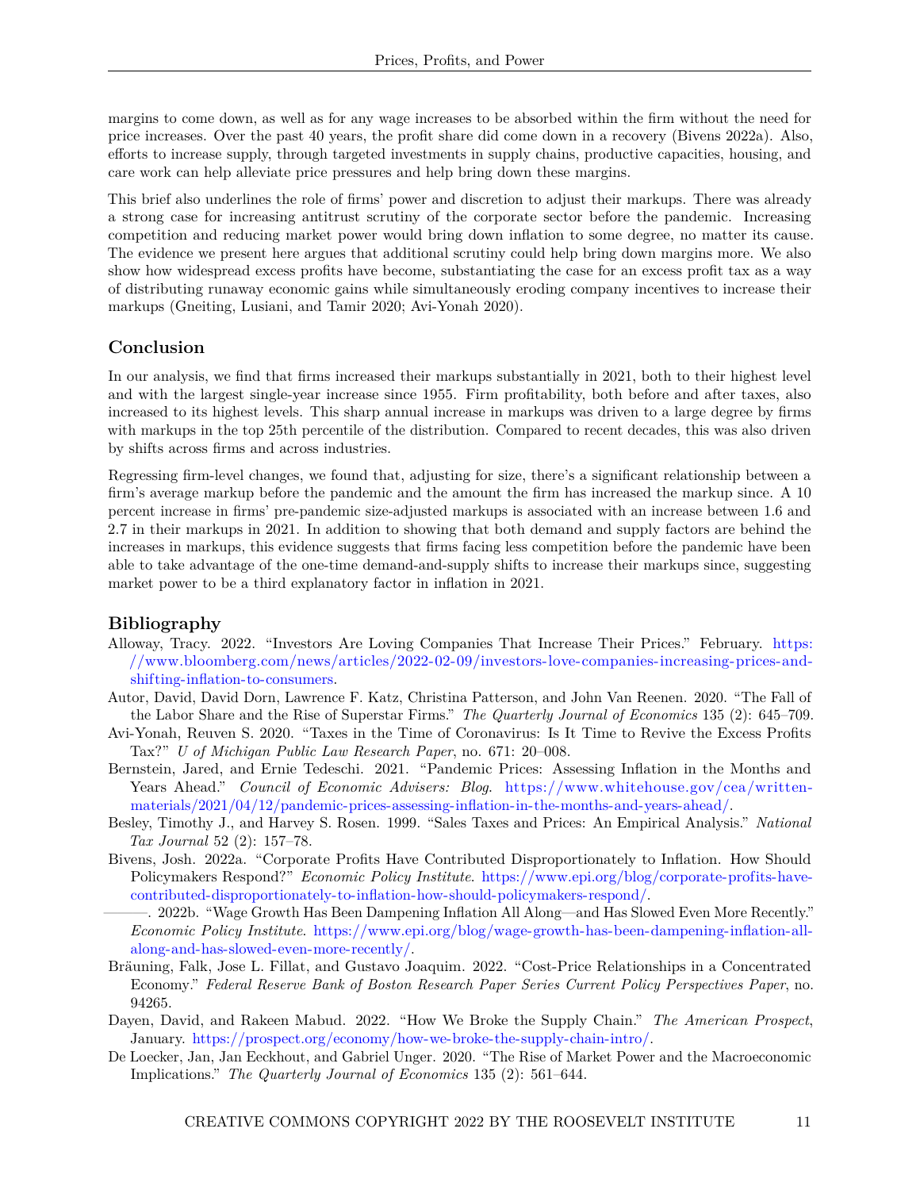margins to come down, as well as for any wage increases to be absorbed within the firm without the need for price increases. Over the past 40 years, the profit share did come down in a recovery (Bivens 2022a). Also, efforts to increase supply, through targeted investments in supply chains, productive capacities, housing, and care work can help alleviate price pressures and help bring down these margins.

This brief also underlines the role of firms' power and discretion to adjust their markups. There was already a strong case for increasing antitrust scrutiny of the corporate sector before the pandemic. Increasing competition and reducing market power would bring down inflation to some degree, no matter its cause. The evidence we present here argues that additional scrutiny could help bring down margins more. We also show how widespread excess profits have become, substantiating the case for an excess profit tax as a way of distributing runaway economic gains while simultaneously eroding company incentives to increase their markups (Gneiting, Lusiani, and Tamir 2020; Avi-Yonah 2020).

## Conclusion

In our analysis, we find that firms increased their markups substantially in 2021, both to their highest level and with the largest single-year increase since 1955. Firm profitability, both before and after taxes, also increased to its highest levels. This sharp annual increase in markups was driven to a large degree by firms with markups in the top 25th percentile of the distribution. Compared to recent decades, this was also driven by shifts across firms and across industries.

Regressing firm-level changes, we found that, adjusting for size, there's a significant relationship between a firm's average markup before the pandemic and the amount the firm has increased the markup since. A 10 percent increase in firms' pre-pandemic size-adjusted markups is associated with an increase between 1.6 and 2.7 in their markups in 2021. In addition to showing that both demand and supply factors are behind the increases in markups, this evidence suggests that firms facing less competition before the pandemic have been able to take advantage of the one-time demand-and-supply shifts to increase their markups since, suggesting market power to be a third explanatory factor in inflation in 2021.

## Bibliography

Alloway, Tracy. 2022. "Investors Are Loving Companies That Increase Their Prices." February. https://www.bloomberg.com/news/articles/2022-02-09/investors-love-companies-increasing-prices-and-shifting-inflation-to-consumers.

Autor, David, David Dorn, Lawrence F. Katz, Christina Patterson, and John Van Reenen. 2020. "The Fall of the Labor Share and the Rise of Superstar Firms." *The Quarterly Journal of Economics* 135 (2): 645–709.

Avi-Yonah, Reuven S. 2020. "Taxes in the Time of Coronavirus: Is It Time to Revive the Excess Profits Tax?" *U of Michigan Public Law Research Paper*, no. 671: 20–008.

Bernstein, Jared, and Ernie Tedeschi. 2021. "Pandemic Prices: Assessing Inflation in the Months and Years Ahead." *Council of Economic Advisers: Blog*. https://www.whitehouse.gov/cea/written-materials/2021/04/12/pandemic-prices-assessing-inflation-in-the-months-and-years-ahead/.

Besley, Timothy J., and Harvey S. Rosen. 1999. "Sales Taxes and Prices: An Empirical Analysis." *National Tax Journal* 52 (2): 157–78.

Bivens, Josh. 2022a. "Corporate Profits Have Contributed Disproportionately to Inflation. How Should Policymakers Respond?" *Economic Policy Institute*. https://www.epi.org/blog/corporate-profits-have-contributed-disproportionately-to-inflation-how-should-policymakers-respond/.

———. 2022b. "Wage Growth Has Been Dampening Inflation All Along—and Has Slowed Even More Recently." *Economic Policy Institute*. https://www.epi.org/blog/wage-growth-has-been-dampening-inflation-all-along-and-has-slowed-even-more-recently/.

Bräuning, Falk, Jose L. Fillat, and Gustavo Joaquim. 2022. "Cost-Price Relationships in a Concentrated Economy." *Federal Reserve Bank of Boston Research Paper Series Current Policy Perspectives Paper*, no. 94265.

Dayen, David, and Rakeen Mabud. 2022. "How We Broke the Supply Chain." *The American Prospect*, January. https://prospect.org/economy/how-we-broke-the-supply-chain-intro/.

De Loecker, Jan, Jan Eeckhout, and Gabriel Unger. 2020. "The Rise of Market Power and the Macroeconomic Implications." *The Quarterly Journal of Economics* 135 (2): 561–644.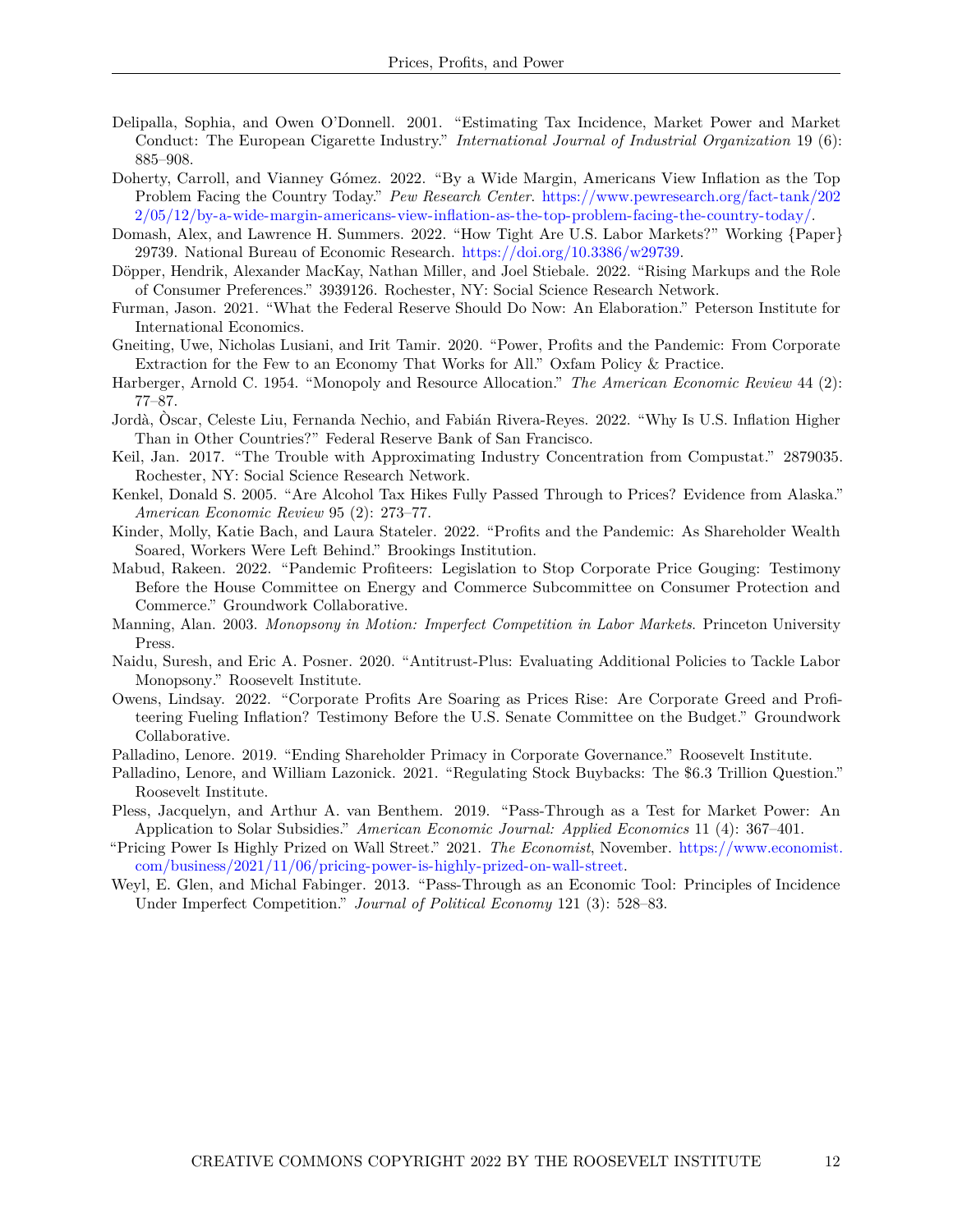Delipalla, Sophia, and Owen O'Donnell. 2001. "Estimating Tax Incidence, Market Power and Market Conduct: The European Cigarette Industry." *International Journal of Industrial Organization* 19 (6): 885–908.

Doherty, Carroll, and Vianney Gómez. 2022. "By a Wide Margin, Americans View Inflation as the Top Problem Facing the Country Today." *Pew Research Center*. https://www.pewresearch.org/fact-tank/2022/05/12/by-a-wide-margin-americans-view-inflation-as-the-top-problem-facing-the-country-today/.

Domash, Alex, and Lawrence H. Summers. 2022. "How Tight Are U.S. Labor Markets?" Working {Paper} 29739. National Bureau of Economic Research. https://doi.org/10.3386/w29739.

Döpper, Hendrik, Alexander MacKay, Nathan Miller, and Joel Stiebale. 2022. "Rising Markups and the Role of Consumer Preferences." 3939126. Rochester, NY: Social Science Research Network.

Furman, Jason. 2021. "What the Federal Reserve Should Do Now: An Elaboration." Peterson Institute for International Economics.

Gneiting, Uwe, Nicholas Lusiani, and Irit Tamir. 2020. "Power, Profits and the Pandemic: From Corporate Extraction for the Few to an Economy That Works for All." Oxfam Policy & Practice.

Harberger, Arnold C. 1954. "Monopoly and Resource Allocation." *The American Economic Review* 44 (2): 77–87.

Jordà, Òscar, Celeste Liu, Fernanda Nechio, and Fabián Rivera-Reyes. 2022. "Why Is U.S. Inflation Higher Than in Other Countries?" Federal Reserve Bank of San Francisco.

Keil, Jan. 2017. "The Trouble with Approximating Industry Concentration from Compustat." 2879035. Rochester, NY: Social Science Research Network.

Kenkel, Donald S. 2005. "Are Alcohol Tax Hikes Fully Passed Through to Prices? Evidence from Alaska." *American Economic Review* 95 (2): 273–77.

Kinder, Molly, Katie Bach, and Laura Stateler. 2022. "Profits and the Pandemic: As Shareholder Wealth Soared, Workers Were Left Behind." Brookings Institution.

Mabud, Rakeen. 2022. "Pandemic Profiteers: Legislation to Stop Corporate Price Gouging: Testimony Before the House Committee on Energy and Commerce Subcommittee on Consumer Protection and Commerce." Groundwork Collaborative.

Manning, Alan. 2003. *Monopsony in Motion: Imperfect Competition in Labor Markets*. Princeton University Press.

Naidu, Suresh, and Eric A. Posner. 2020. "Antitrust-Plus: Evaluating Additional Policies to Tackle Labor Monopsony." Roosevelt Institute.

Owens, Lindsay. 2022. "Corporate Profits Are Soaring as Prices Rise: Are Corporate Greed and Profiteering Fueling Inflation? Testimony Before the U.S. Senate Committee on the Budget." Groundwork Collaborative.

Palladino, Lenore. 2019. "Ending Shareholder Primacy in Corporate Governance." Roosevelt Institute.

Palladino, Lenore, and William Lazonick. 2021. "Regulating Stock Buybacks: The $6.3 Trillion Question." Roosevelt Institute.

Pless, Jacquelyn, and Arthur A. van Benthem. 2019. "Pass-Through as a Test for Market Power: An Application to Solar Subsidies." *American Economic Journal: Applied Economics* 11 (4): 367–401.

"Pricing Power Is Highly Prized on Wall Street." 2021. *The Economist*, November. https://www.economist.com/business/2021/11/06/pricing-power-is-highly-prized-on-wall-street.

Weyl, E. Glen, and Michal Fabinger. 2013. "Pass-Through as an Economic Tool: Principles of Incidence Under Imperfect Competition." *Journal of Political Economy* 121 (3): 528–83.